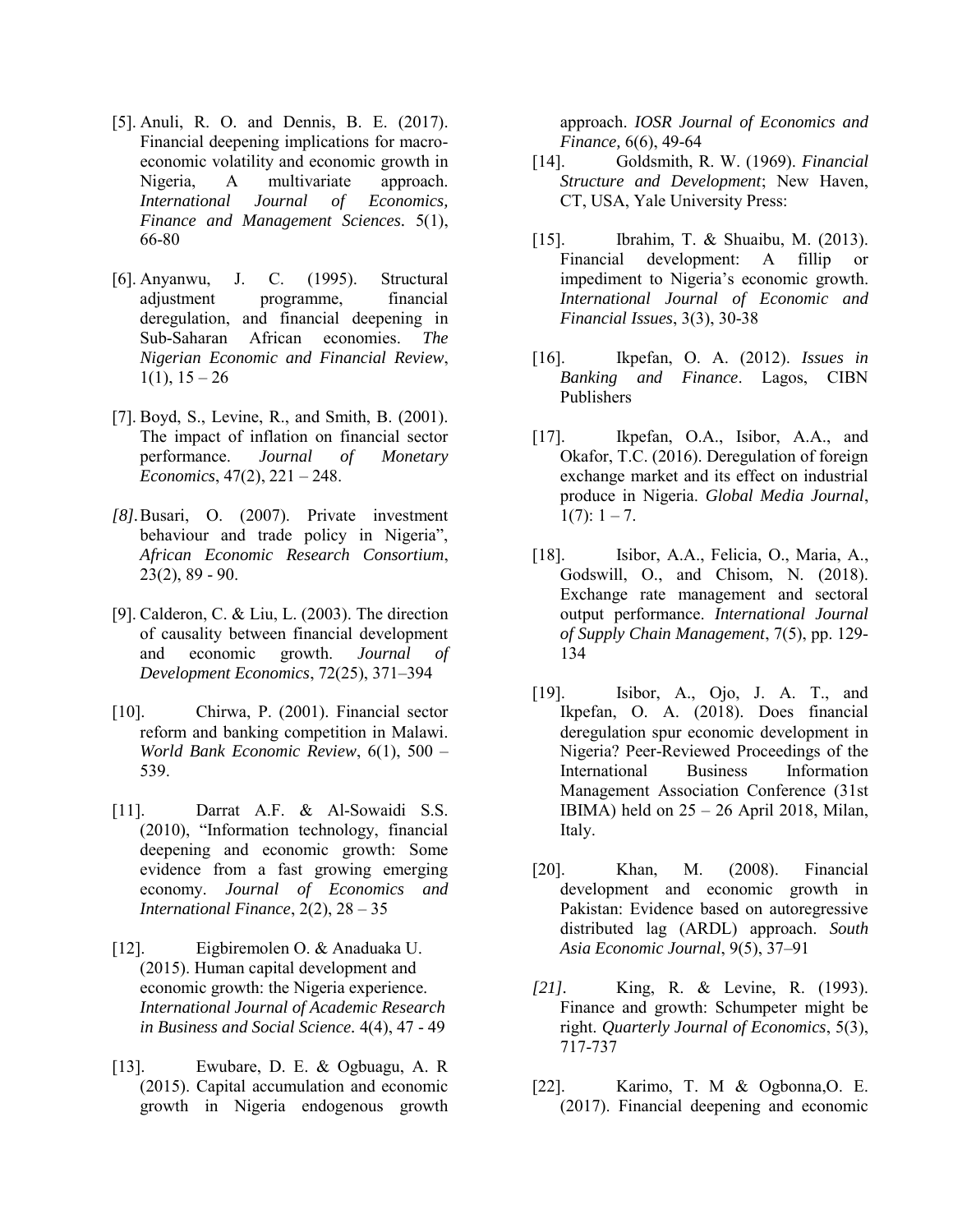[5]. Anuli, R. O. and Dennis, B. E. (2017). Financial deepening implications for macro-economic volatility and economic growth in Nigeria, A multivariate approach. *International Journal of Economics, Finance and Management Sciences*. 5(1), 66-80

[6]. Anyanwu, J. C. (1995). Structural adjustment programme, financial deregulation, and financial deepening in Sub-Saharan African economies. *The Nigerian Economic and Financial Review*, 1(1), 15 – 26

[7]. Boyd, S., Levine, R., and Smith, B. (2001). The impact of inflation on financial sector performance. *Journal of Monetary Economics*, 47(2), 221 – 248.

*[8].* Busari, O. (2007). Private investment behaviour and trade policy in Nigeria", *African Economic Research Consortium*, 23(2), 89 - 90.

[9]. Calderon, C. & Liu, L. (2003). The direction of causality between financial development and economic growth. *Journal of Development Economics*, 72(25), 371–394

[10]. Chirwa, P. (2001). Financial sector reform and banking competition in Malawi. *World Bank Economic Review*, 6(1), 500 – 539.

[11]. Darrat A.F. & Al-Sowaidi S.S. (2010), "Information technology, financial deepening and economic growth: Some evidence from a fast growing emerging economy. *Journal of Economics and International Finance*, 2(2), 28 – 35

[12]. Eigbiremolen O. & Anaduaka U. (2015). Human capital development and economic growth: the Nigeria experience. *International Journal of Academic Research in Business and Social Science*. 4(4), 47 - 49

[13]. Ewubare, D. E. & Ogbuagu, A. R (2015). Capital accumulation and economic growth in Nigeria endogenous growth approach. *IOSR Journal of Economics and Finance,* 6(6), 49-64

[14]. Goldsmith, R. W. (1969). *Financial Structure and Development*; New Haven, CT, USA, Yale University Press:

[15]. Ibrahim, T. & Shuaibu, M. (2013). Financial development: A fillip or impediment to Nigeria's economic growth. *International Journal of Economic and Financial Issues*, 3(3), 30-38

[16]. Ikpefan, O. A. (2012). *Issues in Banking and Finance*. Lagos, CIBN Publishers

[17]. Ikpefan, O.A., Isibor, A.A., and Okafor, T.C. (2016). Deregulation of foreign exchange market and its effect on industrial produce in Nigeria. *Global Media Journal*, 1(7): 1 – 7.

[18]. Isibor, A.A., Felicia, O., Maria, A., Godswill, O., and Chisom, N. (2018). Exchange rate management and sectoral output performance. *International Journal of Supply Chain Management*, 7(5), pp. 129-134

[19]. Isibor, A., Ojo, J. A. T., and Ikpefan, O. A. (2018). Does financial deregulation spur economic development in Nigeria? Peer-Reviewed Proceedings of the International Business Information Management Association Conference (31st IBIMA) held on 25 – 26 April 2018, Milan, Italy.

[20]. Khan, M. (2008). Financial development and economic growth in Pakistan: Evidence based on autoregressive distributed lag (ARDL) approach. *South Asia Economic Journal*, 9(5), 37–91

*[21].* King, R. & Levine, R. (1993). Finance and growth: Schumpeter might be right. *Quarterly Journal of Economics*, 5(3), 717-737

[22]. Karimo, T. M & Ogbonna,O. E. (2017). Financial deepening and economic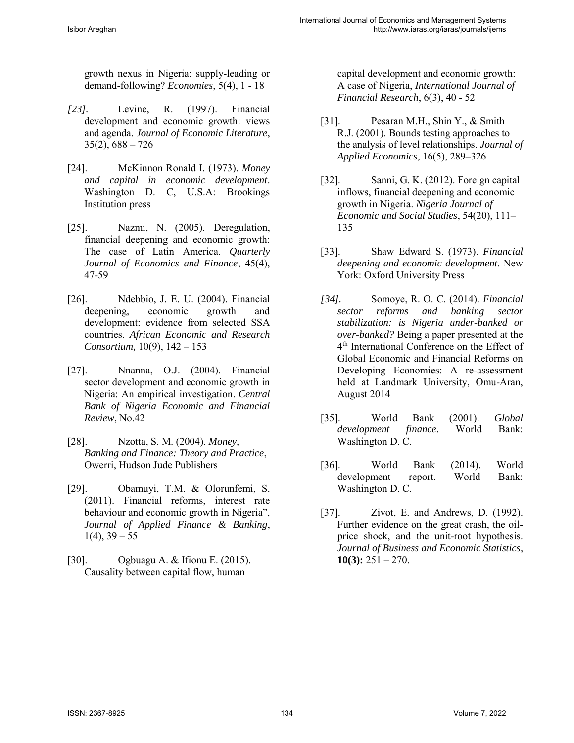growth nexus in Nigeria: supply-leading or demand-following? *Economies*, 5(4), 1 - 18

*[23].* Levine, R. (1997). Financial development and economic growth: views and agenda. *Journal of Economic Literature*, 35(2), 688 – 726

[24]. McKinnon Ronald I. (1973). *Money and capital in economic development*. Washington D. C, U.S.A: Brookings Institution press

[25]. Nazmi, N. (2005). Deregulation, financial deepening and economic growth: The case of Latin America. *Quarterly Journal of Economics and Finance*, 45(4), 47-59

[26]. Ndebbio, J. E. U. (2004). Financial deepening, economic growth and development: evidence from selected SSA countries. *African Economic and Research Consortium,* 10(9), 142 – 153

[27]. Nnanna, O.J. (2004). Financial sector development and economic growth in Nigeria: An empirical investigation. *Central Bank of Nigeria Economic and Financial Review*, No.42

[28]. Nzotta, S. M. (2004). *Money, Banking and Finance: Theory and Practice*, Owerri, Hudson Jude Publishers

[29]. Obamuyi, T.M. & Olorunfemi, S. (2011). Financial reforms, interest rate behaviour and economic growth in Nigeria", *Journal of Applied Finance & Banking*, 1(4), 39 – 55

[30]. Ogbuagu A. & Ifionu E. (2015). Causality between capital flow, human capital development and economic growth: A case of Nigeria, *International Journal of Financial Research*, 6(3), 40 - 52

[31]. Pesaran M.H., Shin Y., & Smith R.J. (2001). Bounds testing approaches to the analysis of level relationships. *Journal of Applied Economics*, 16(5), 289–326

[32]. Sanni, G. K. (2012). Foreign capital inflows, financial deepening and economic growth in Nigeria. *Nigeria Journal of Economic and Social Studies*, 54(20), 111–135

[33]. Shaw Edward S. (1973). *Financial deepening and economic development*. New York: Oxford University Press

*[34].* Somoye, R. O. C. (2014). *Financial sector reforms and banking sector stabilization: is Nigeria under-banked or over-banked?* Being a paper presented at the 4th International Conference on the Effect of Global Economic and Financial Reforms on Developing Economies: A re-assessment held at Landmark University, Omu-Aran, August 2014

[35]. World Bank (2001). *Global development finance*. World Bank: Washington D. C.

[36]. World Bank (2014). World development report. World Bank: Washington D. C.

[37]. Zivot, E. and Andrews, D. (1992). Further evidence on the great crash, the oil-price shock, and the unit-root hypothesis. *Journal of Business and Economic Statistics*, **10(3):** 251 – 270.